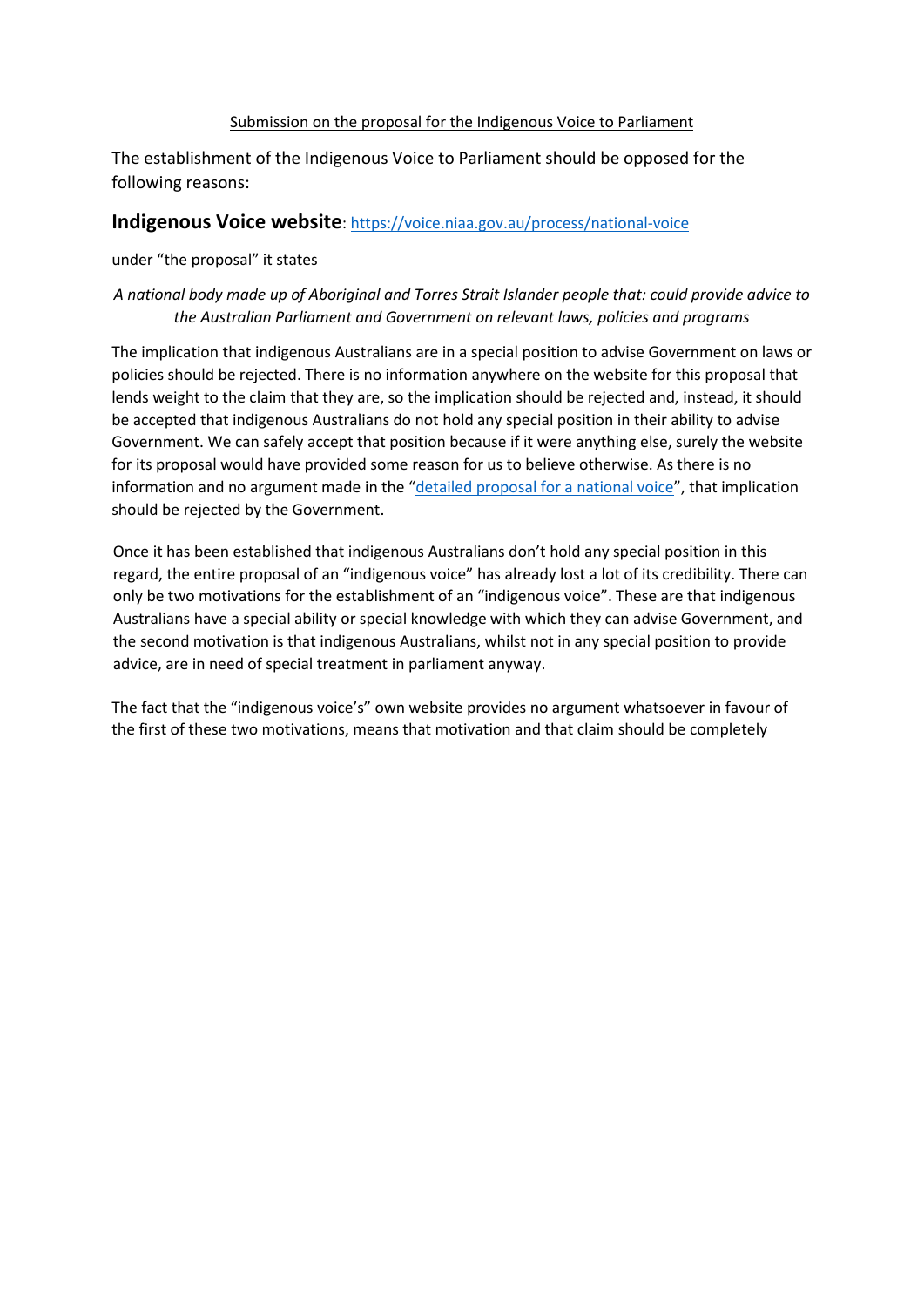Submission on the proposal for the Indigenous Voice to Parliament

The establishment of the Indigenous Voice to Parliament should be opposed for the following reasons:

**Indigenous Voice website**: [https://voice.niaa.gov.au/process/national-voice](https://voice.niaa.gov.au/process/national-voice)

under "the proposal" it states

*A national body made up of Aboriginal and Torres Strait Islander people that: could provide advice to the Australian Parliament and Government on relevant laws, policies and programs*

The implication that indigenous Australians are in a special position to advise Government on laws or policies should be rejected. There is no information anywhere on the website for this proposal that lends weight to the claim that they are, so the implication should be rejected and, instead, it should be accepted that indigenous Australians do not hold any special position in their ability to advise Government. We can safely accept that position because if it were anything else, surely the website for its proposal would have provided some reason for us to believe otherwise. As there is no information and no argument made in the "detailed proposal for a national voice", that implication should be rejected by the Government.

Once it has been established that indigenous Australians don't hold any special position in this regard, the entire proposal of an "indigenous voice" has already lost a lot of its credibility. There can only be two motivations for the establishment of an "indigenous voice". These are that indigenous Australians have a special ability or special knowledge with which they can advise Government, and the second motivation is that indigenous Australians, whilst not in any special position to provide advice, are in need of special treatment in parliament anyway.

The fact that the "indigenous voice's" own website provides no argument whatsoever in favour of the first of these two motivations, means that motivation and that claim should be completely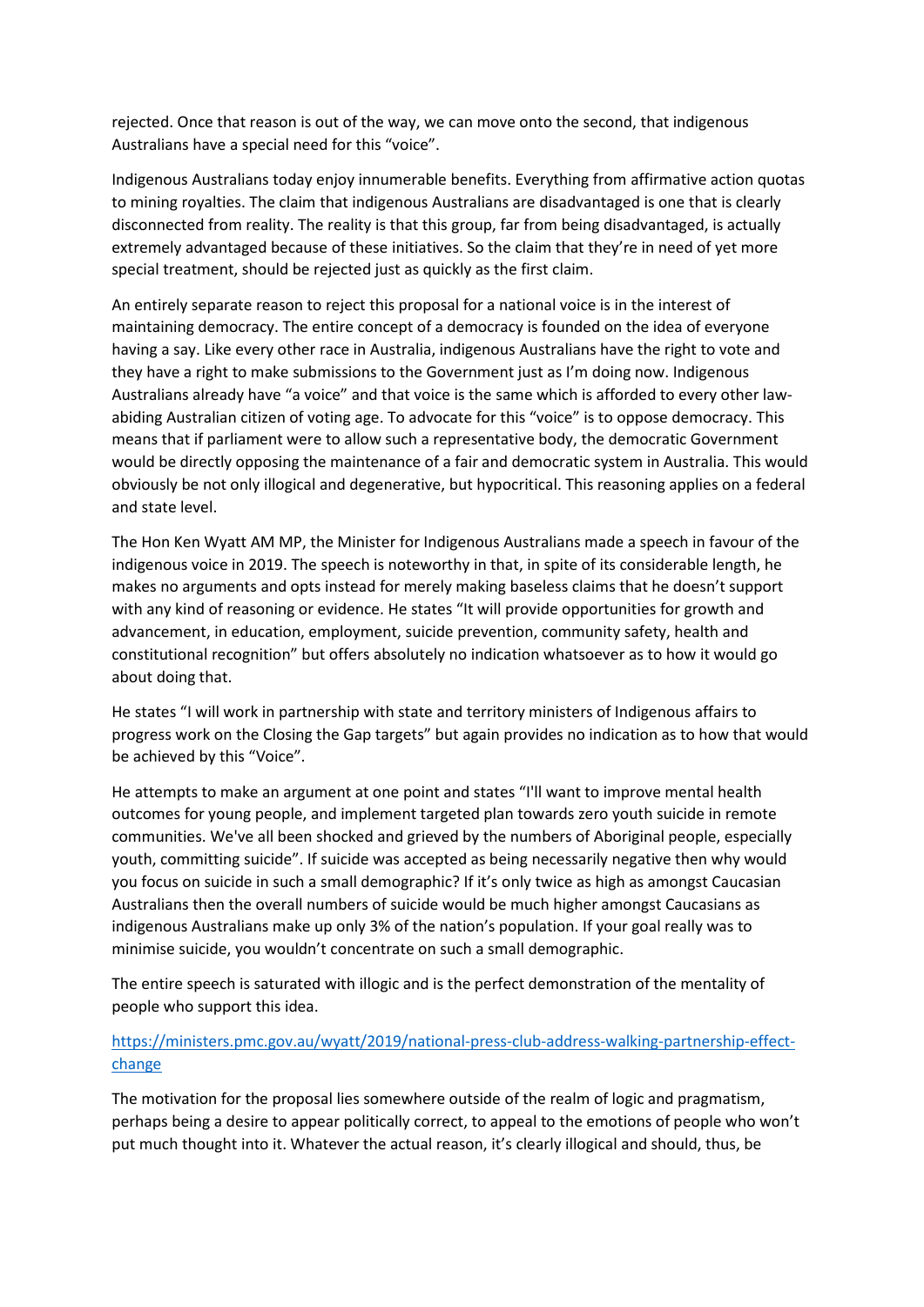rejected. Once that reason is out of the way, we can move onto the second, that indigenous Australians have a special need for this "voice".

Indigenous Australians today enjoy innumerable benefits. Everything from affirmative action quotas to mining royalties. The claim that indigenous Australians are disadvantaged is one that is clearly disconnected from reality. The reality is that this group, far from being disadvantaged, is actually extremely advantaged because of these initiatives. So the claim that they're in need of yet more special treatment, should be rejected just as quickly as the first claim.

An entirely separate reason to reject this proposal for a national voice is in the interest of maintaining democracy. The entire concept of a democracy is founded on the idea of everyone having a say. Like every other race in Australia, indigenous Australians have the right to vote and they have a right to make submissions to the Government just as I'm doing now. Indigenous Australians already have "a voice" and that voice is the same which is afforded to every other law-abiding Australian citizen of voting age. To advocate for this "voice" is to oppose democracy. This means that if parliament were to allow such a representative body, the democratic Government would be directly opposing the maintenance of a fair and democratic system in Australia. This would obviously be not only illogical and degenerative, but hypocritical. This reasoning applies on a federal and state level.

The Hon Ken Wyatt AM MP, the Minister for Indigenous Australians made a speech in favour of the indigenous voice in 2019. The speech is noteworthy in that, in spite of its considerable length, he makes no arguments and opts instead for merely making baseless claims that he doesn't support with any kind of reasoning or evidence. He states "It will provide opportunities for growth and advancement, in education, employment, suicide prevention, community safety, health and constitutional recognition" but offers absolutely no indication whatsoever as to how it would go about doing that.

He states "I will work in partnership with state and territory ministers of Indigenous affairs to progress work on the Closing the Gap targets" but again provides no indication as to how that would be achieved by this "Voice".

He attempts to make an argument at one point and states "I'll want to improve mental health outcomes for young people, and implement targeted plan towards zero youth suicide in remote communities. We've all been shocked and grieved by the numbers of Aboriginal people, especially youth, committing suicide". If suicide was accepted as being necessarily negative then why would you focus on suicide in such a small demographic? If it's only twice as high as amongst Caucasian Australians then the overall numbers of suicide would be much higher amongst Caucasians as indigenous Australians make up only 3% of the nation's population. If your goal really was to minimise suicide, you wouldn't concentrate on such a small demographic.

The entire speech is saturated with illogic and is the perfect demonstration of the mentality of people who support this idea.

[https://ministers.pmc.gov.au/wyatt/2019/national-press-club-address-walking-partnership-effect-change](https://ministers.pmc.gov.au/wyatt/2019/national-press-club-address-walking-partnership-effect-change)

The motivation for the proposal lies somewhere outside of the realm of logic and pragmatism, perhaps being a desire to appear politically correct, to appeal to the emotions of people who won't put much thought into it. Whatever the actual reason, it's clearly illogical and should, thus, be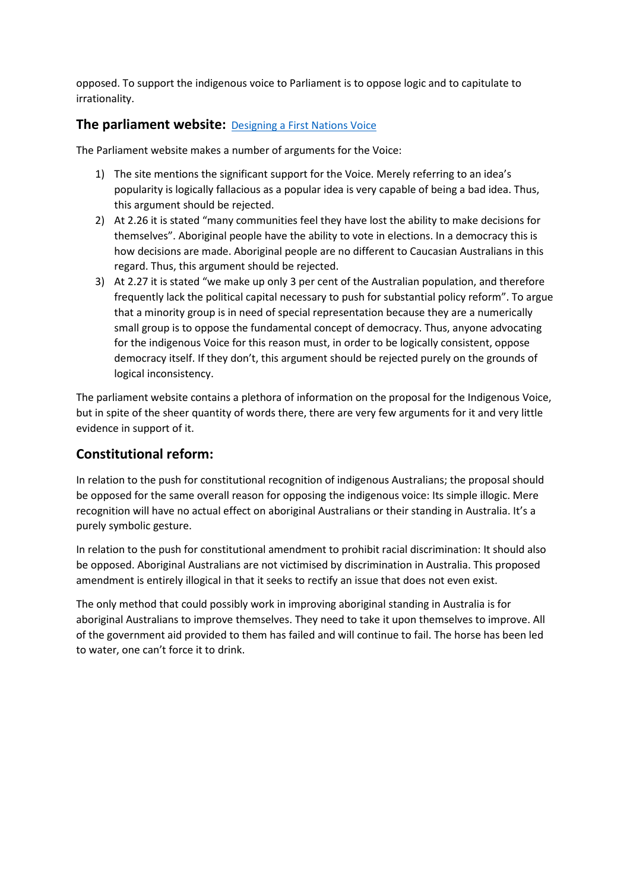opposed. To support the indigenous voice to Parliament is to oppose logic and to capitulate to irrationality.

## The parliament website: [Designing a First Nations Voice]

The Parliament website makes a number of arguments for the Voice:

1) The site mentions the significant support for the Voice. Merely referring to an idea's popularity is logically fallacious as a popular idea is very capable of being a bad idea. Thus, this argument should be rejected.
2) At 2.26 it is stated "many communities feel they have lost the ability to make decisions for themselves". Aboriginal people have the ability to vote in elections. In a democracy this is how decisions are made. Aboriginal people are no different to Caucasian Australians in this regard. Thus, this argument should be rejected.
3) At 2.27 it is stated "we make up only 3 per cent of the Australian population, and therefore frequently lack the political capital necessary to push for substantial policy reform". To argue that a minority group is in need of special representation because they are a numerically small group is to oppose the fundamental concept of democracy. Thus, anyone advocating for the indigenous Voice for this reason must, in order to be logically consistent, oppose democracy itself. If they don't, this argument should be rejected purely on the grounds of logical inconsistency.

The parliament website contains a plethora of information on the proposal for the Indigenous Voice, but in spite of the sheer quantity of words there, there are very few arguments for it and very little evidence in support of it.

## Constitutional reform:

In relation to the push for constitutional recognition of indigenous Australians; the proposal should be opposed for the same overall reason for opposing the indigenous voice: Its simple illogic. Mere recognition will have no actual effect on aboriginal Australians or their standing in Australia. It's a purely symbolic gesture.

In relation to the push for constitutional amendment to prohibit racial discrimination: It should also be opposed. Aboriginal Australians are not victimised by discrimination in Australia. This proposed amendment is entirely illogical in that it seeks to rectify an issue that does not even exist.

The only method that could possibly work in improving aboriginal standing in Australia is for aboriginal Australians to improve themselves. They need to take it upon themselves to improve. All of the government aid provided to them has failed and will continue to fail. The horse has been led to water, one can't force it to drink.